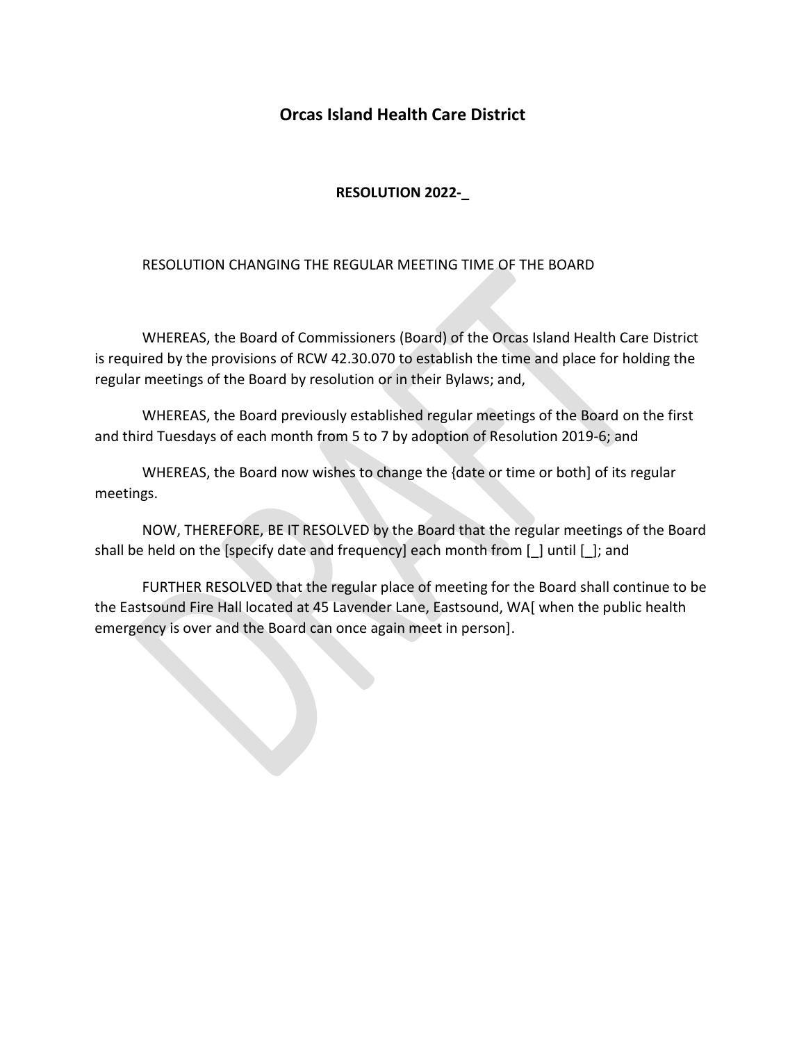# Orcas Island Health Care District

**RESOLUTION 2022-_**

RESOLUTION CHANGING THE REGULAR MEETING TIME OF THE BOARD

WHEREAS, the Board of Commissioners (Board) of the Orcas Island Health Care District is required by the provisions of RCW 42.30.070 to establish the time and place for holding the regular meetings of the Board by resolution or in their Bylaws; and,

WHEREAS, the Board previously established regular meetings of the Board on the first and third Tuesdays of each month from 5 to 7 by adoption of Resolution 2019-6; and

WHEREAS, the Board now wishes to change the {date or time or both] of its regular meetings.

NOW, THEREFORE, BE IT RESOLVED by the Board that the regular meetings of the Board shall be held on the [specify date and frequency] each month from [_] until [_]; and

FURTHER RESOLVED that the regular place of meeting for the Board shall continue to be the Eastsound Fire Hall located at 45 Lavender Lane, Eastsound, WA[ when the public health emergency is over and the Board can once again meet in person].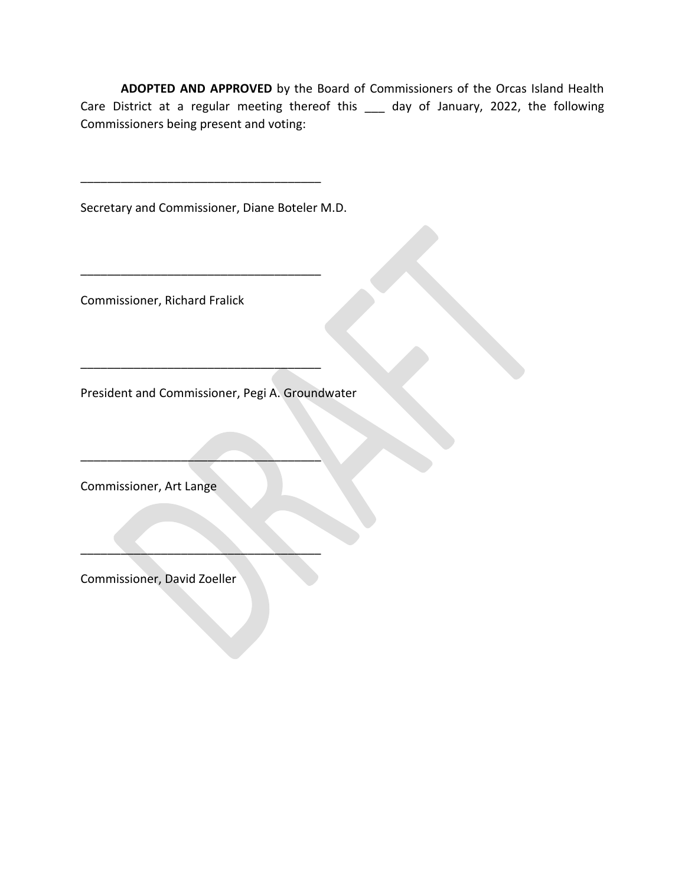**ADOPTED AND APPROVED** by the Board of Commissioners of the Orcas Island Health Care District at a regular meeting thereof this ___ day of January, 2022, the following Commissioners being present and voting:

_____________________________________

Secretary and Commissioner, Diane Boteler M.D.

_____________________________________

Commissioner, Richard Fralick

_____________________________________

President and Commissioner, Pegi A. Groundwater

_____________________________________

Commissioner, Art Lange

_____________________________________

Commissioner, David Zoeller